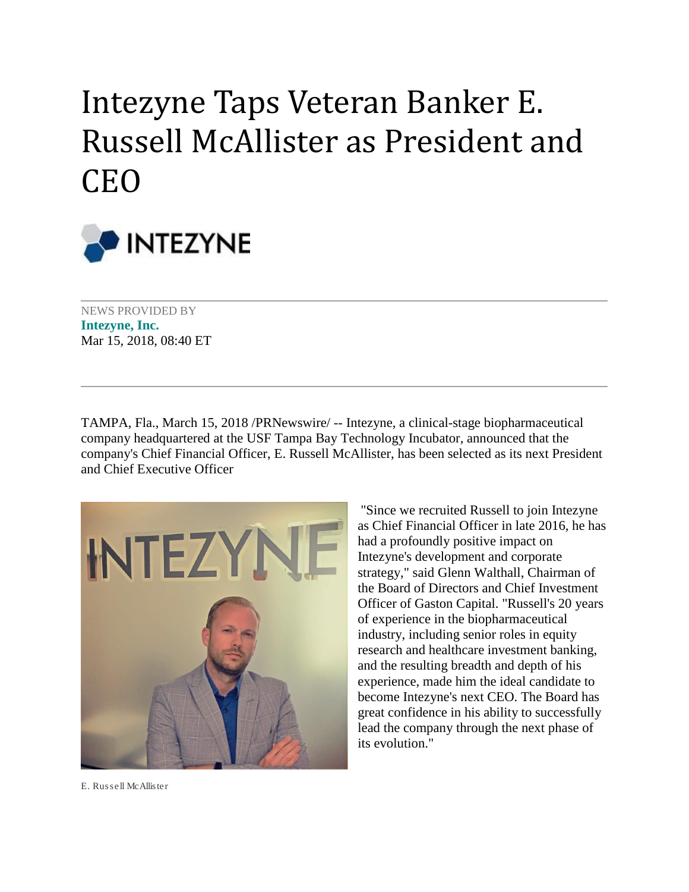# Intezyne Taps Veteran Banker E. Russell McAllister as President and CEO

NEWS PROVIDED BY
**Intezyne, Inc.**
Mar 15, 2018, 08:40 ET

TAMPA, Fla., March 15, 2018 /PRNewswire/ -- Intezyne, a clinical-stage biopharmaceutical company headquartered at the USF Tampa Bay Technology Incubator, announced that the company's Chief Financial Officer, E. Russell McAllister, has been selected as its next President and Chief Executive Officer

E. Russell McAllister

"Since we recruited Russell to join Intezyne as Chief Financial Officer in late 2016, he has had a profoundly positive impact on Intezyne's development and corporate strategy," said Glenn Walthall, Chairman of the Board of Directors and Chief Investment Officer of Gaston Capital. "Russell's 20 years of experience in the biopharmaceutical industry, including senior roles in equity research and healthcare investment banking, and the resulting breadth and depth of his experience, made him the ideal candidate to become Intezyne's next CEO. The Board has great confidence in his ability to successfully lead the company through the next phase of its evolution."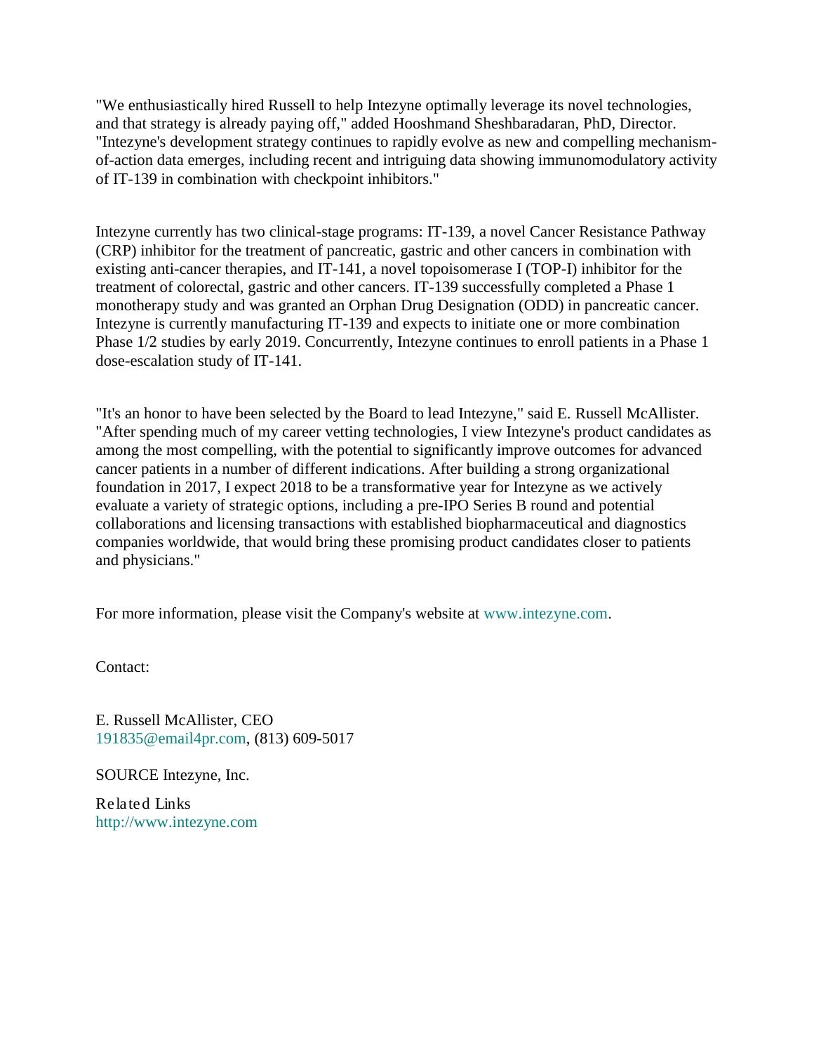"We enthusiastically hired Russell to help Intezyne optimally leverage its novel technologies, and that strategy is already paying off," added Hooshmand Sheshbaradaran, PhD, Director. "Intezyne's development strategy continues to rapidly evolve as new and compelling mechanism-of-action data emerges, including recent and intriguing data showing immunomodulatory activity of IT-139 in combination with checkpoint inhibitors."

Intezyne currently has two clinical-stage programs: IT-139, a novel Cancer Resistance Pathway (CRP) inhibitor for the treatment of pancreatic, gastric and other cancers in combination with existing anti-cancer therapies, and IT-141, a novel topoisomerase I (TOP-I) inhibitor for the treatment of colorectal, gastric and other cancers. IT-139 successfully completed a Phase 1 monotherapy study and was granted an Orphan Drug Designation (ODD) in pancreatic cancer. Intezyne is currently manufacturing IT-139 and expects to initiate one or more combination Phase 1/2 studies by early 2019. Concurrently, Intezyne continues to enroll patients in a Phase 1 dose-escalation study of IT-141.

"It's an honor to have been selected by the Board to lead Intezyne," said E. Russell McAllister. "After spending much of my career vetting technologies, I view Intezyne's product candidates as among the most compelling, with the potential to significantly improve outcomes for advanced cancer patients in a number of different indications. After building a strong organizational foundation in 2017, I expect 2018 to be a transformative year for Intezyne as we actively evaluate a variety of strategic options, including a pre-IPO Series B round and potential collaborations and licensing transactions with established biopharmaceutical and diagnostics companies worldwide, that would bring these promising product candidates closer to patients and physicians."

For more information, please visit the Company's website at www.intezyne.com.

Contact:

E. Russell McAllister, CEO
191835@email4pr.com, (813) 609-5017

SOURCE Intezyne, Inc.

Related Links
http://www.intezyne.com